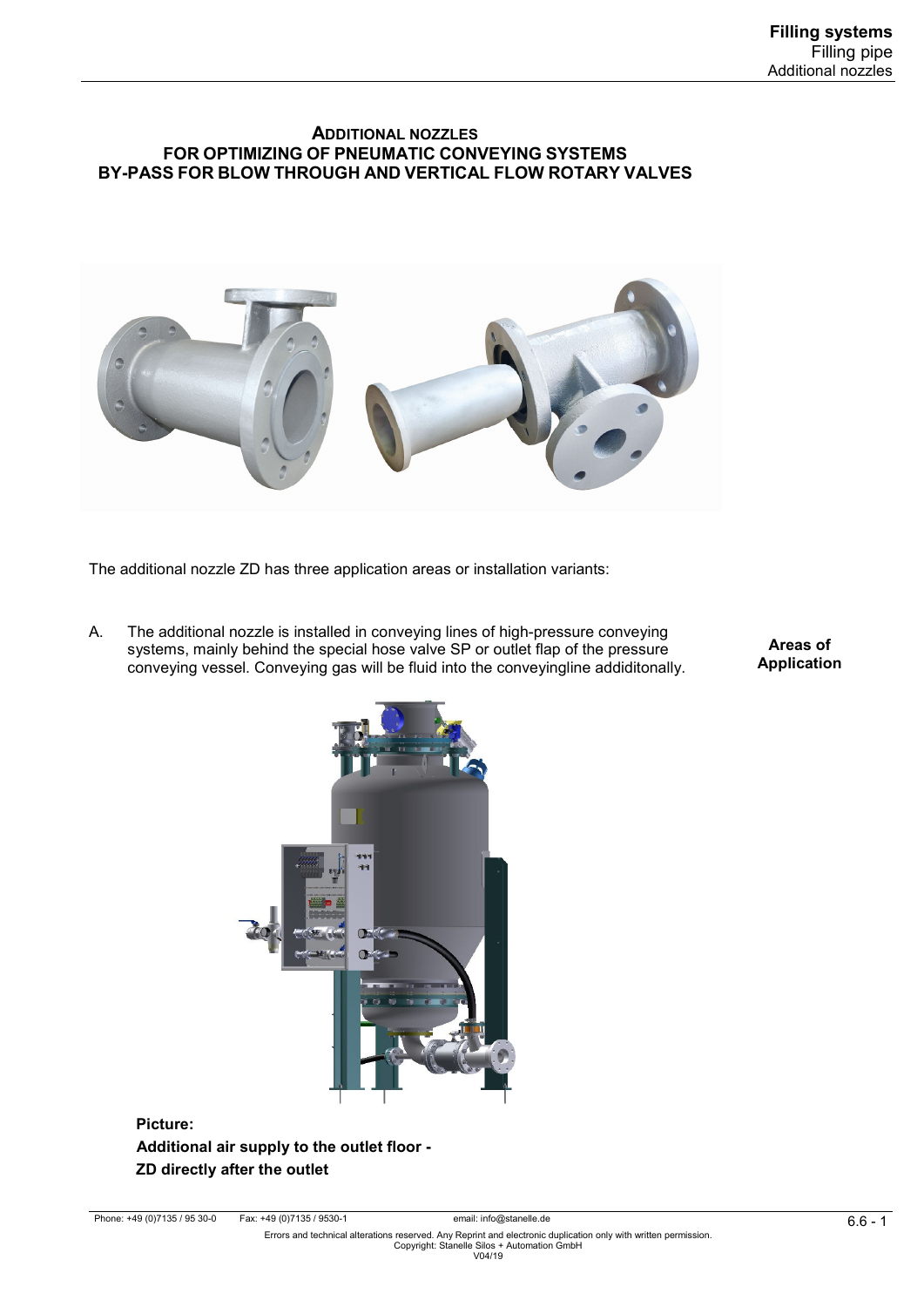# ADDITIONAL NOZZLES FOR OPTIMIZING OF PNEUMATIC CONVEYING SYSTEMS BY-PASS FOR BLOW THROUGH AND VERTICAL FLOW ROTARY VALVES

The additional nozzle ZD has three application areas or installation variants:

**Areas of Application**

A. The additional nozzle is installed in conveying lines of high-pressure conveying systems, mainly behind the special hose valve SP or outlet flap of the pressure conveying vessel. Conveying gas will be fluid into the conveyingline addiditonally.

**Picture:**
**Additional air supply to the outlet floor - ZD directly after the outlet**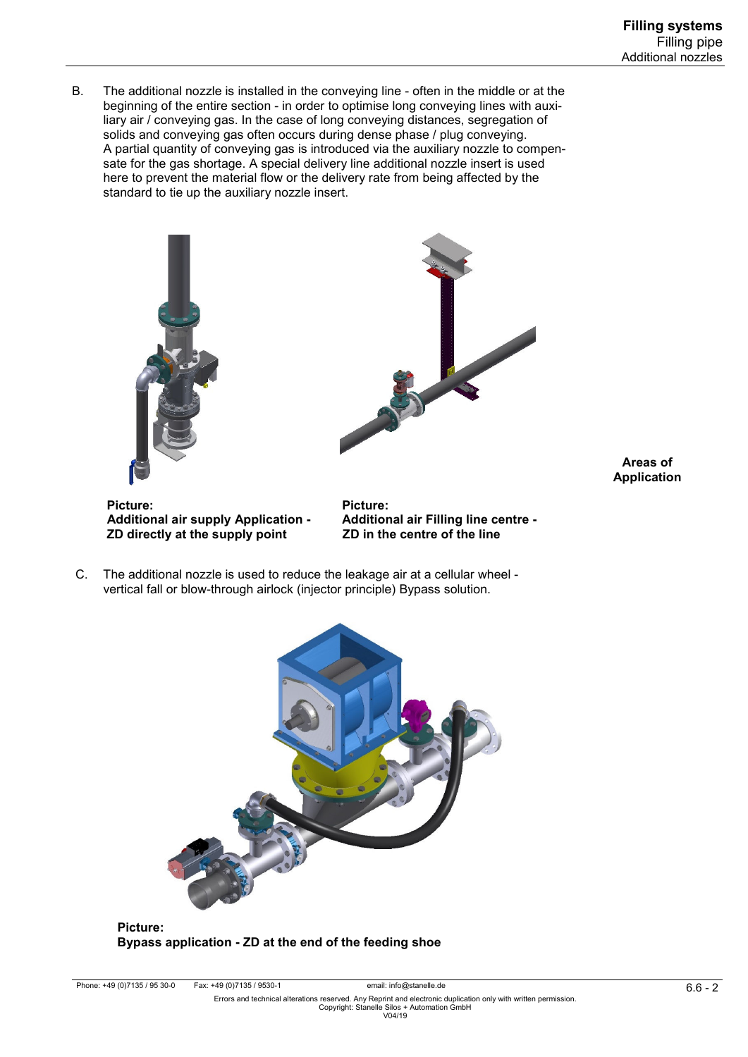B. The additional nozzle is installed in the conveying line - often in the middle or at the beginning of the entire section - in order to optimise long conveying lines with auxiliary air / conveying gas. In the case of long conveying distances, segregation of solids and conveying gas often occurs during dense phase / plug conveying. A partial quantity of conveying gas is introduced via the auxiliary nozzle to compensate for the gas shortage. A special delivery line additional nozzle insert is used here to prevent the material flow or the delivery rate from being affected by the standard to tie up the auxiliary nozzle insert.

**Areas of Application**

**Picture:**
**Additional air supply Application - ZD directly at the supply point**

**Picture:**
**Additional air Filling line centre - ZD in the centre of the line**

C. The additional nozzle is used to reduce the leakage air at a cellular wheel - vertical fall or blow-through airlock (injector principle) Bypass solution.

**Picture:**
**Bypass application - ZD at the end of the feeding shoe**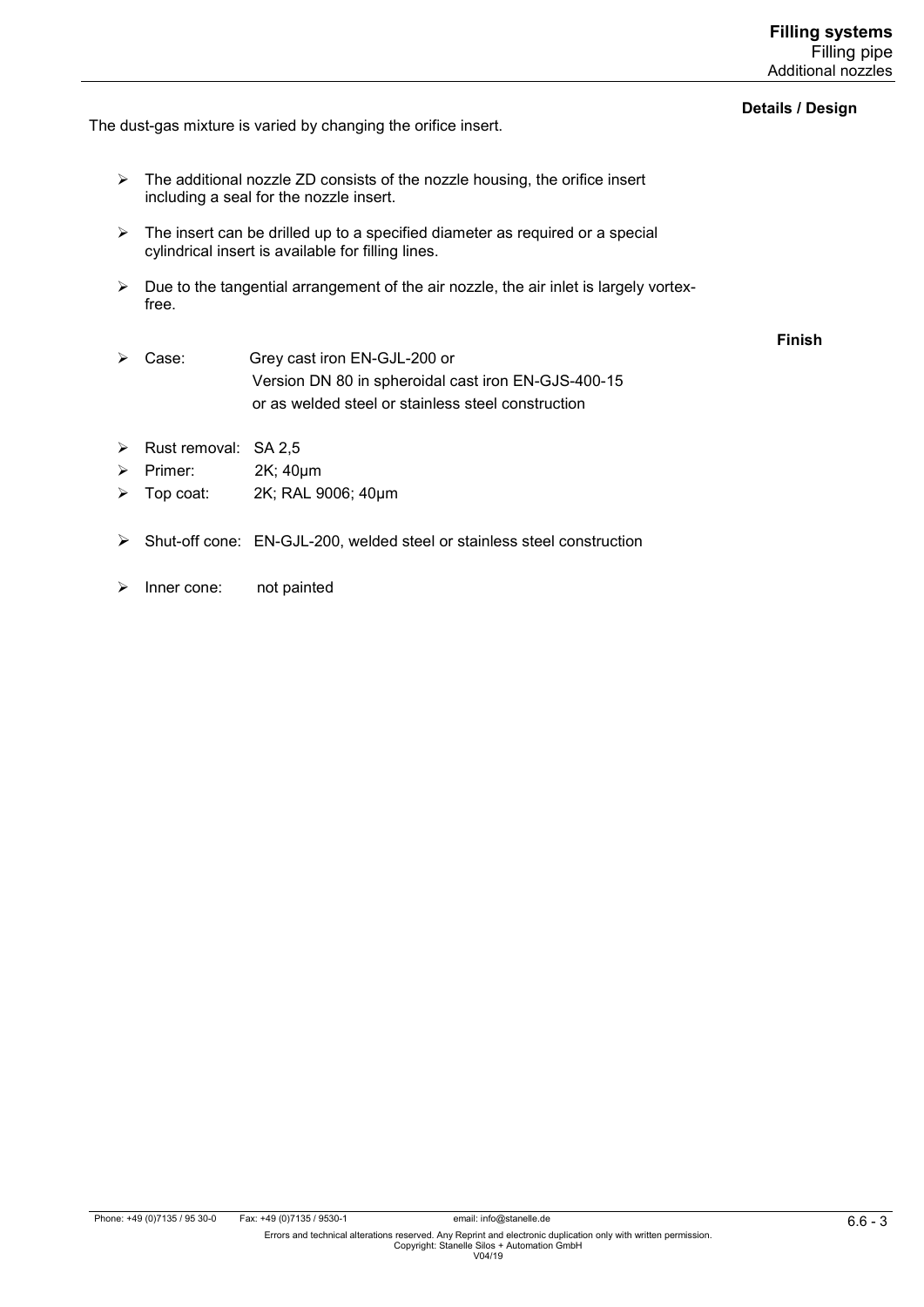**Details / Design**

The dust-gas mixture is varied by changing the orifice insert.

- The additional nozzle ZD consists of the nozzle housing, the orifice insert including a seal for the nozzle insert.
- The insert can be drilled up to a specified diameter as required or a special cylindrical insert is available for filling lines.
- Due to the tangential arrangement of the air nozzle, the air inlet is largely vortex-free.

**Finish**

- Case: Grey cast iron EN-GJL-200 or
  Version DN 80 in spheroidal cast iron EN-GJS-400-15
  or as welded steel or stainless steel construction

- Rust removal: SA 2,5
- Primer: 2K; 40µm
- Top coat: 2K; RAL 9006; 40µm

- Shut-off cone: EN-GJL-200, welded steel or stainless steel construction

- Inner cone: not painted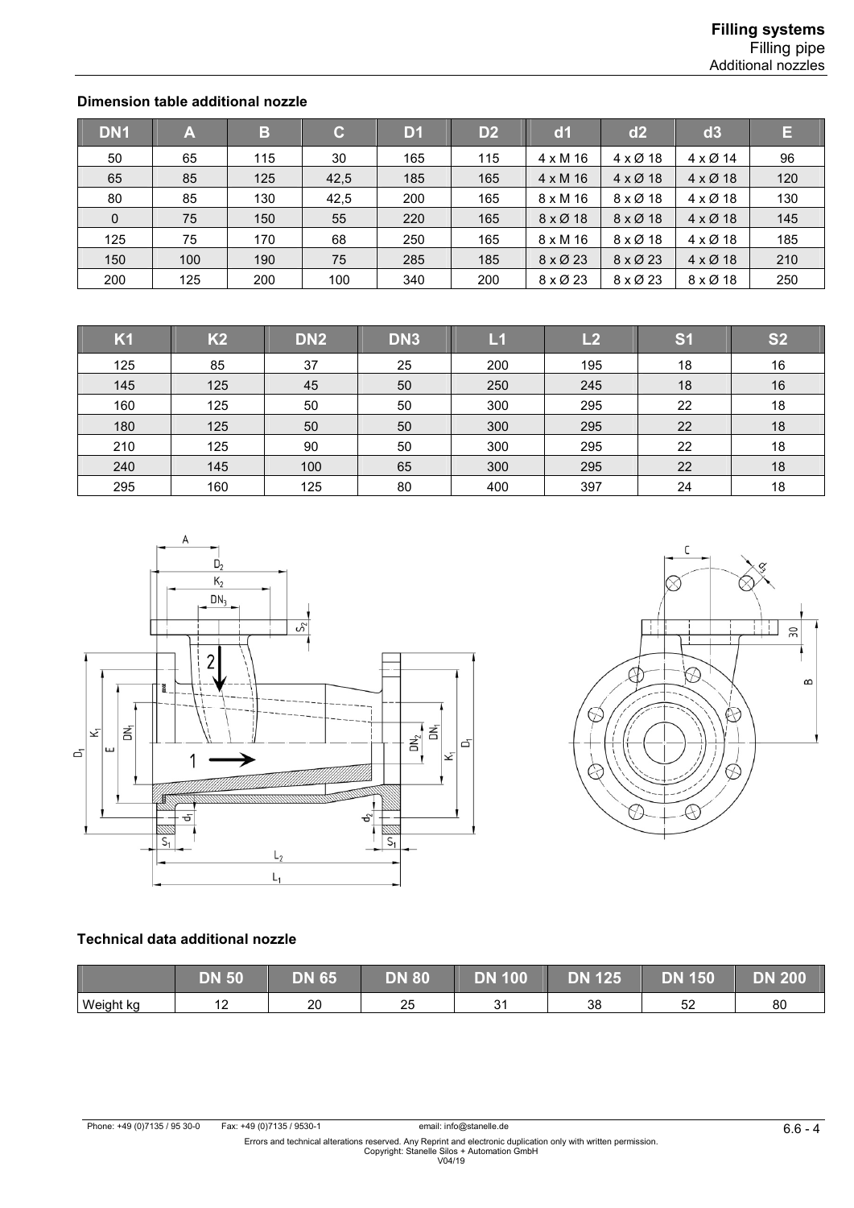## Dimension table additional nozzle

| DN1 | A | B | C | D1 | D2 | d1 | d2 | d3 | E |
|---|---|---|---|---|---|---|---|---|---|
| 50 | 65 | 115 | 30 | 165 | 115 | 4 x M 16 | 4 x Ø 18 | 4 x Ø 14 | 96 |
| 65 | 85 | 125 | 42,5 | 185 | 165 | 4 x M 16 | 4 x Ø 18 | 4 x Ø 18 | 120 |
| 80 | 85 | 130 | 42,5 | 200 | 165 | 8 x M 16 | 8 x Ø 18 | 4 x Ø 18 | 130 |
| 0 | 75 | 150 | 55 | 220 | 165 | 8 x Ø 18 | 8 x Ø 18 | 4 x Ø 18 | 145 |
| 125 | 75 | 170 | 68 | 250 | 165 | 8 x M 16 | 8 x Ø 18 | 4 x Ø 18 | 185 |
| 150 | 100 | 190 | 75 | 285 | 185 | 8 x Ø 23 | 8 x Ø 23 | 4 x Ø 18 | 210 |
| 200 | 125 | 200 | 100 | 340 | 200 | 8 x Ø 23 | 8 x Ø 23 | 8 x Ø 18 | 250 |

| K1 | K2 | DN2 | DN3 | L1 | L2 | S1 | S2 |
|---|---|---|---|---|---|---|---|
| 125 | 85 | 37 | 25 | 200 | 195 | 18 | 16 |
| 145 | 125 | 45 | 50 | 250 | 245 | 18 | 16 |
| 160 | 125 | 50 | 50 | 300 | 295 | 22 | 18 |
| 180 | 125 | 50 | 50 | 300 | 295 | 22 | 18 |
| 210 | 125 | 90 | 50 | 300 | 295 | 22 | 18 |
| 240 | 145 | 100 | 65 | 300 | 295 | 22 | 18 |
| 295 | 160 | 125 | 80 | 400 | 397 | 24 | 18 |

## Technical data additional nozzle

| | DN 50 | DN 65 | DN 80 | DN 100 | DN 125 | DN 150 | DN 200 |
|---|---|---|---|---|---|---|---|
| Weight kg | 12 | 20 | 25 | 31 | 38 | 52 | 80 |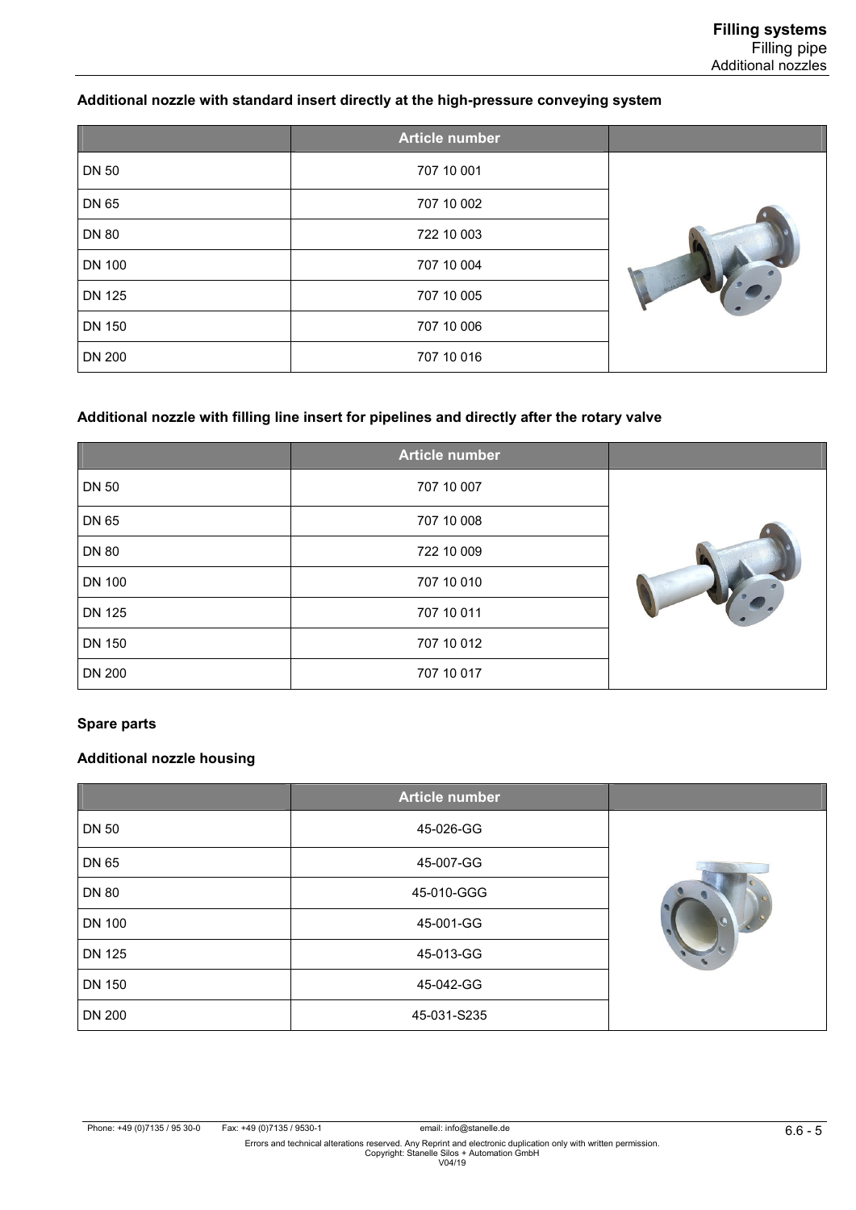### Additional nozzle with standard insert directly at the high-pressure conveying system

| | Article number | |
|---|---|---|
| DN 50 | 707 10 001 | |
| DN 65 | 707 10 002 | |
| DN 80 | 722 10 003 | |
| DN 100 | 707 10 004 | |
| DN 125 | 707 10 005 | |
| DN 150 | 707 10 006 | |
| DN 200 | 707 10 016 | |

### Additional nozzle with filling line insert for pipelines and directly after the rotary valve

| | Article number | |
|---|---|---|
| DN 50 | 707 10 007 | |
| DN 65 | 707 10 008 | |
| DN 80 | 722 10 009 | |
| DN 100 | 707 10 010 | |
| DN 125 | 707 10 011 | |
| DN 150 | 707 10 012 | |
| DN 200 | 707 10 017 | |

### Spare parts

### Additional nozzle housing

| | Article number | |
|---|---|---|
| DN 50 | 45-026-GG | |
| DN 65 | 45-007-GG | |
| DN 80 | 45-010-GGG | |
| DN 100 | 45-001-GG | |
| DN 125 | 45-013-GG | |
| DN 150 | 45-042-GG | |
| DN 200 | 45-031-S235 | |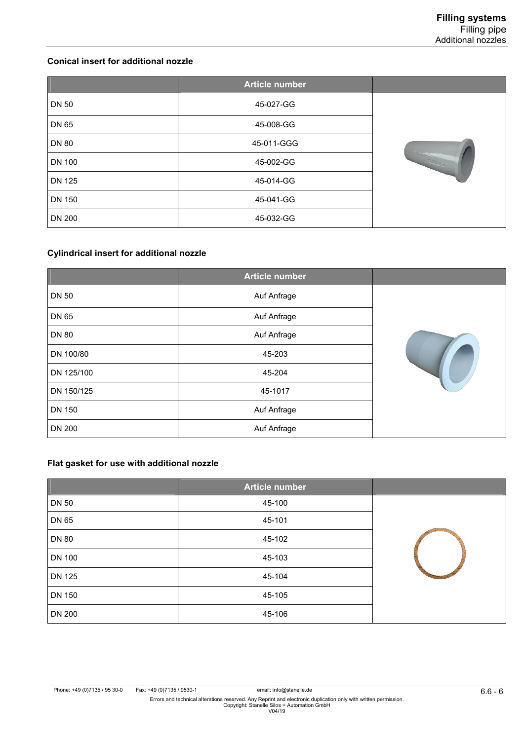### Conical insert for additional nozzle

| | Article number | |
|---|---|---|
| DN 50 | 45-027-GG | |
| DN 65 | 45-008-GG | |
| DN 80 | 45-011-GGG | |
| DN 100 | 45-002-GG | |
| DN 125 | 45-014-GG | |
| DN 150 | 45-041-GG | |
| DN 200 | 45-032-GG | |

### Cylindrical insert for additional nozzle

| | Article number | |
|---|---|---|
| DN 50 | Auf Anfrage | |
| DN 65 | Auf Anfrage | |
| DN 80 | Auf Anfrage | |
| DN 100/80 | 45-203 | |
| DN 125/100 | 45-204 | |
| DN 150/125 | 45-1017 | |
| DN 150 | Auf Anfrage | |
| DN 200 | Auf Anfrage | |

### Flat gasket for use with additional nozzle

| | Article number | |
|---|---|---|
| DN 50 | 45-100 | |
| DN 65 | 45-101 | |
| DN 80 | 45-102 | |
| DN 100 | 45-103 | |
| DN 125 | 45-104 | |
| DN 150 | 45-105 | |
| DN 200 | 45-106 | |